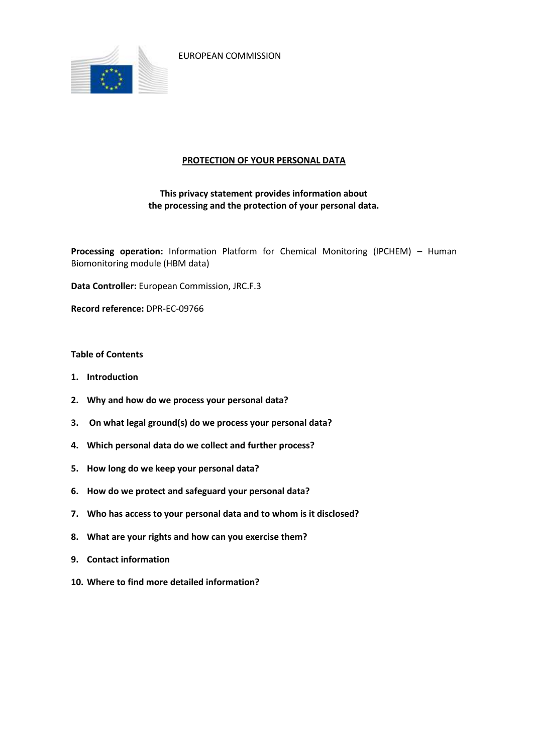EUROPEAN COMMISSION

# PROTECTION OF YOUR PERSONAL DATA

**This privacy statement provides information about the processing and the protection of your personal data.**

**Processing operation:** Information Platform for Chemical Monitoring (IPCHEM) – Human Biomonitoring module (HBM data)

**Data Controller:** European Commission, JRC.F.3

**Record reference:** DPR-EC-09766

**Table of Contents**

1. **Introduction**
2. **Why and how do we process your personal data?**
3. **On what legal ground(s) do we process your personal data?**
4. **Which personal data do we collect and further process?**
5. **How long do we keep your personal data?**
6. **How do we protect and safeguard your personal data?**
7. **Who has access to your personal data and to whom is it disclosed?**
8. **What are your rights and how can you exercise them?**
9. **Contact information**
10. **Where to find more detailed information?**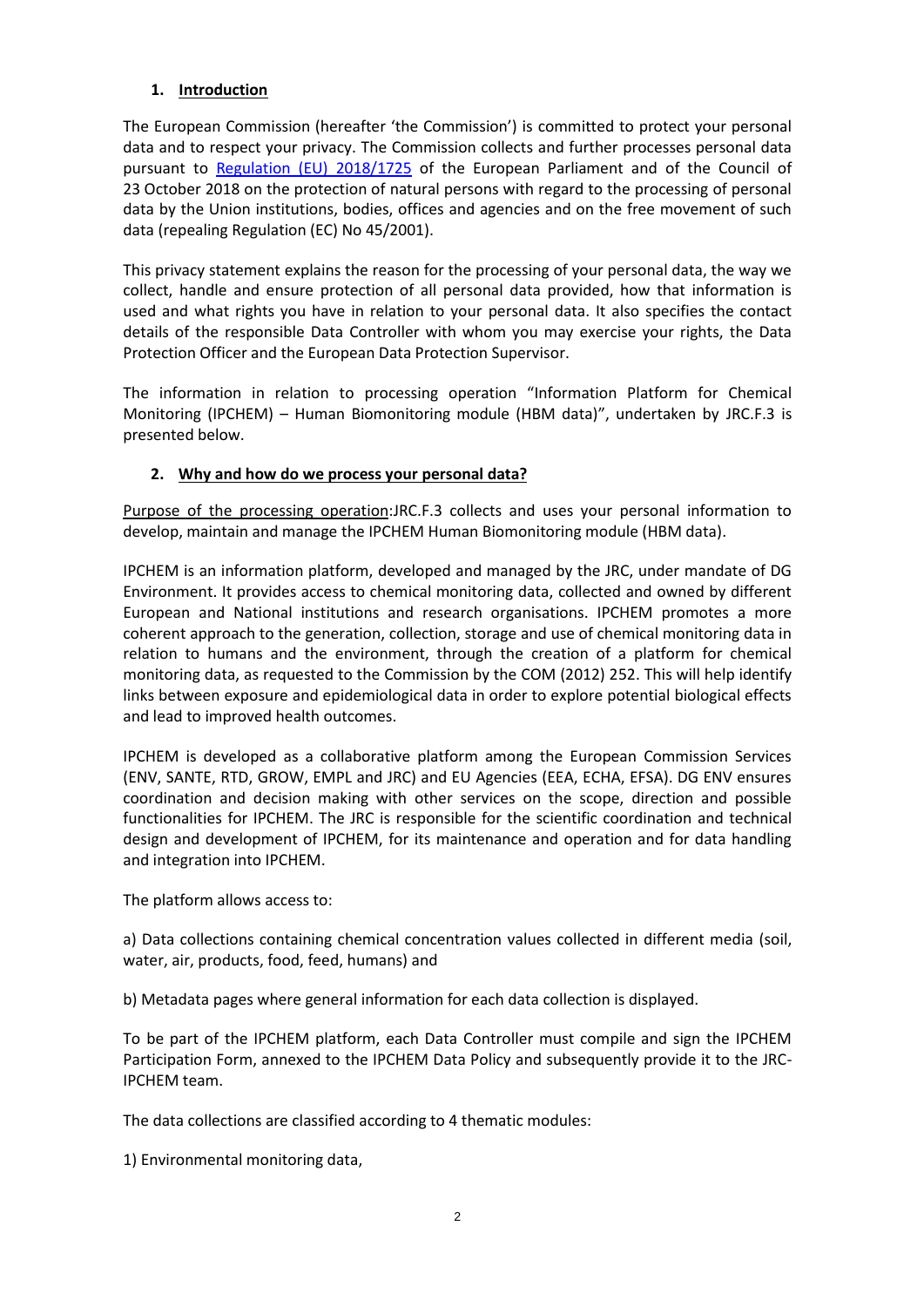## 1. Introduction

The European Commission (hereafter 'the Commission') is committed to protect your personal data and to respect your privacy. The Commission collects and further processes personal data pursuant to [Regulation (EU) 2018/1725](#) of the European Parliament and of the Council of 23 October 2018 on the protection of natural persons with regard to the processing of personal data by the Union institutions, bodies, offices and agencies and on the free movement of such data (repealing Regulation (EC) No 45/2001).

This privacy statement explains the reason for the processing of your personal data, the way we collect, handle and ensure protection of all personal data provided, how that information is used and what rights you have in relation to your personal data. It also specifies the contact details of the responsible Data Controller with whom you may exercise your rights, the Data Protection Officer and the European Data Protection Supervisor.

The information in relation to processing operation "Information Platform for Chemical Monitoring (IPCHEM) – Human Biomonitoring module (HBM data)", undertaken by JRC.F.3 is presented below.

## 2. Why and how do we process your personal data?

Purpose of the processing operation:JRC.F.3 collects and uses your personal information to develop, maintain and manage the IPCHEM Human Biomonitoring module (HBM data).

IPCHEM is an information platform, developed and managed by the JRC, under mandate of DG Environment. It provides access to chemical monitoring data, collected and owned by different European and National institutions and research organisations. IPCHEM promotes a more coherent approach to the generation, collection, storage and use of chemical monitoring data in relation to humans and the environment, through the creation of a platform for chemical monitoring data, as requested to the Commission by the COM (2012) 252. This will help identify links between exposure and epidemiological data in order to explore potential biological effects and lead to improved health outcomes.

IPCHEM is developed as a collaborative platform among the European Commission Services (ENV, SANTE, RTD, GROW, EMPL and JRC) and EU Agencies (EEA, ECHA, EFSA). DG ENV ensures coordination and decision making with other services on the scope, direction and possible functionalities for IPCHEM. The JRC is responsible for the scientific coordination and technical design and development of IPCHEM, for its maintenance and operation and for data handling and integration into IPCHEM.

The platform allows access to:

a) Data collections containing chemical concentration values collected in different media (soil, water, air, products, food, feed, humans) and

b) Metadata pages where general information for each data collection is displayed.

To be part of the IPCHEM platform, each Data Controller must compile and sign the IPCHEM Participation Form, annexed to the IPCHEM Data Policy and subsequently provide it to the JRC-IPCHEM team.

The data collections are classified according to 4 thematic modules:

1) Environmental monitoring data,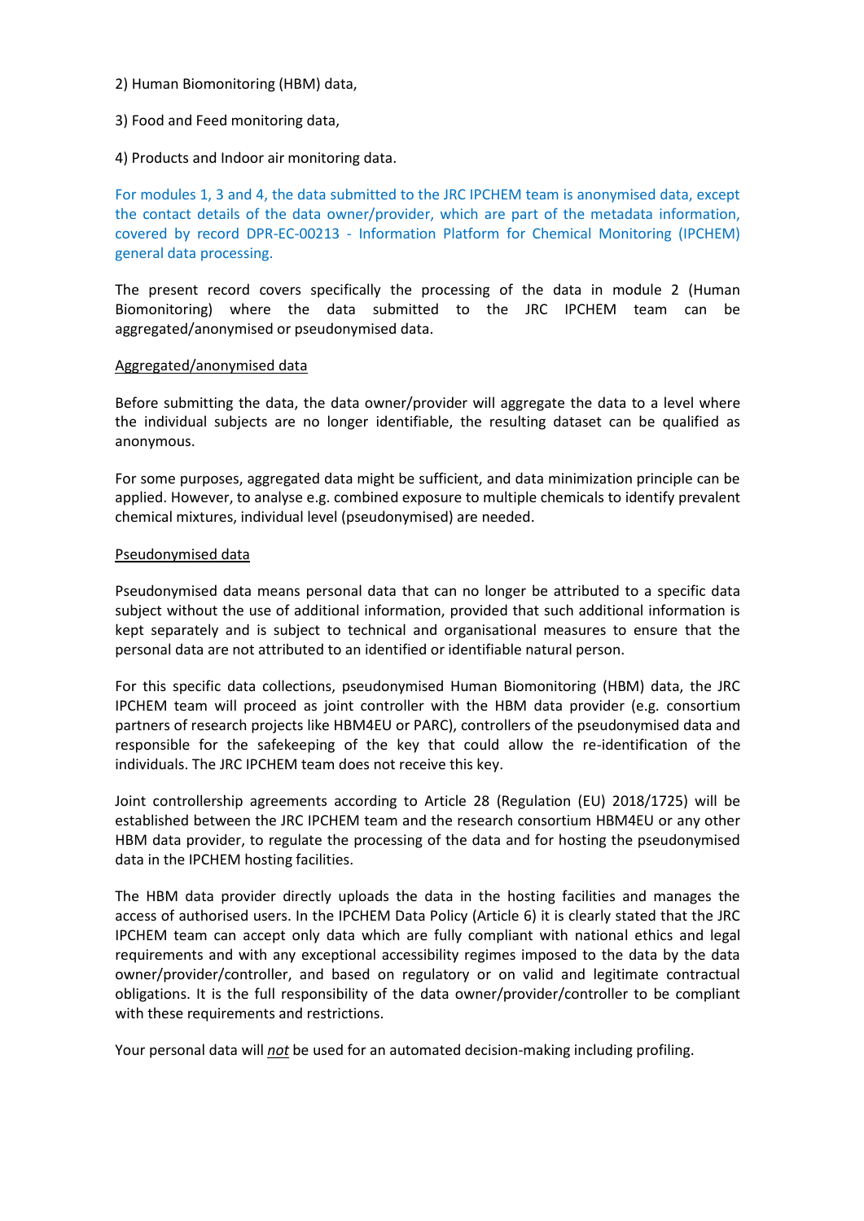2) Human Biomonitoring (HBM) data,

3) Food and Feed monitoring data,

4) Products and Indoor air monitoring data.

For modules 1, 3 and 4, the data submitted to the JRC IPCHEM team is anonymised data, except the contact details of the data owner/provider, which are part of the metadata information, covered by record DPR-EC-00213 - Information Platform for Chemical Monitoring (IPCHEM) general data processing.

The present record covers specifically the processing of the data in module 2 (Human Biomonitoring) where the data submitted to the JRC IPCHEM team can be aggregated/anonymised or pseudonymised data.

Aggregated/anonymised data

Before submitting the data, the data owner/provider will aggregate the data to a level where the individual subjects are no longer identifiable, the resulting dataset can be qualified as anonymous.

For some purposes, aggregated data might be sufficient, and data minimization principle can be applied. However, to analyse e.g. combined exposure to multiple chemicals to identify prevalent chemical mixtures, individual level (pseudonymised) are needed.

Pseudonymised data

Pseudonymised data means personal data that can no longer be attributed to a specific data subject without the use of additional information, provided that such additional information is kept separately and is subject to technical and organisational measures to ensure that the personal data are not attributed to an identified or identifiable natural person.

For this specific data collections, pseudonymised Human Biomonitoring (HBM) data, the JRC IPCHEM team will proceed as joint controller with the HBM data provider (e.g. consortium partners of research projects like HBM4EU or PARC), controllers of the pseudonymised data and responsible for the safekeeping of the key that could allow the re-identification of the individuals. The JRC IPCHEM team does not receive this key.

Joint controllership agreements according to Article 28 (Regulation (EU) 2018/1725) will be established between the JRC IPCHEM team and the research consortium HBM4EU or any other HBM data provider, to regulate the processing of the data and for hosting the pseudonymised data in the IPCHEM hosting facilities.

The HBM data provider directly uploads the data in the hosting facilities and manages the access of authorised users. In the IPCHEM Data Policy (Article 6) it is clearly stated that the JRC IPCHEM team can accept only data which are fully compliant with national ethics and legal requirements and with any exceptional accessibility regimes imposed to the data by the data owner/provider/controller, and based on regulatory or on valid and legitimate contractual obligations. It is the full responsibility of the data owner/provider/controller to be compliant with these requirements and restrictions.

Your personal data will *not* be used for an automated decision-making including profiling.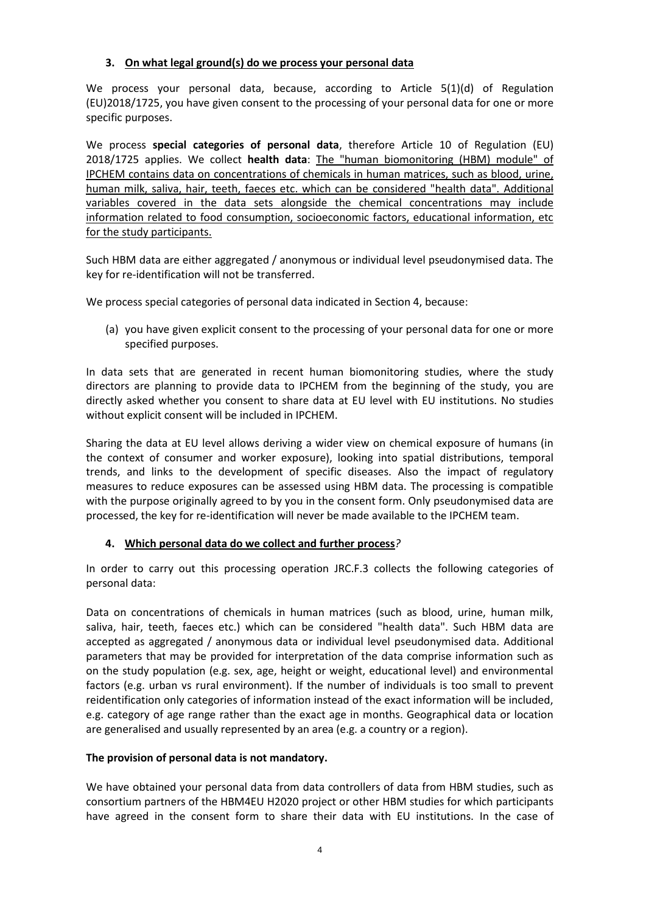## 3. <u>On what legal ground(s) do we process your personal data</u>

We process your personal data, because, according to Article 5(1)(d) of Regulation (EU)2018/1725, you have given consent to the processing of your personal data for one or more specific purposes.

We process **special categories of personal data**, therefore Article 10 of Regulation (EU) 2018/1725 applies. We collect **health data**: <u>The "human biomonitoring (HBM) module" of IPCHEM contains data on concentrations of chemicals in human matrices, such as blood, urine, human milk, saliva, hair, teeth, faeces etc. which can be considered "health data". Additional variables covered in the data sets alongside the chemical concentrations may include information related to food consumption, socioeconomic factors, educational information, etc for the study participants.</u>

Such HBM data are either aggregated / anonymous or individual level pseudonymised data. The key for re-identification will not be transferred.

We process special categories of personal data indicated in Section 4, because:

(a) you have given explicit consent to the processing of your personal data for one or more specified purposes.

In data sets that are generated in recent human biomonitoring studies, where the study directors are planning to provide data to IPCHEM from the beginning of the study, you are directly asked whether you consent to share data at EU level with EU institutions. No studies without explicit consent will be included in IPCHEM.

Sharing the data at EU level allows deriving a wider view on chemical exposure of humans (in the context of consumer and worker exposure), looking into spatial distributions, temporal trends, and links to the development of specific diseases. Also the impact of regulatory measures to reduce exposures can be assessed using HBM data. The processing is compatible with the purpose originally agreed to by you in the consent form. Only pseudonymised data are processed, the key for re-identification will never be made available to the IPCHEM team.

## 4. <u>Which personal data do we collect and further process</u>*?*

In order to carry out this processing operation JRC.F.3 collects the following categories of personal data:

Data on concentrations of chemicals in human matrices (such as blood, urine, human milk, saliva, hair, teeth, faeces etc.) which can be considered "health data". Such HBM data are accepted as aggregated / anonymous data or individual level pseudonymised data. Additional parameters that may be provided for interpretation of the data comprise information such as on the study population (e.g. sex, age, height or weight, educational level) and environmental factors (e.g. urban vs rural environment). If the number of individuals is too small to prevent reidentification only categories of information instead of the exact information will be included, e.g. category of age range rather than the exact age in months. Geographical data or location are generalised and usually represented by an area (e.g. a country or a region).

**The provision of personal data is not mandatory.**

We have obtained your personal data from data controllers of data from HBM studies, such as consortium partners of the HBM4EU H2020 project or other HBM studies for which participants have agreed in the consent form to share their data with EU institutions. In the case of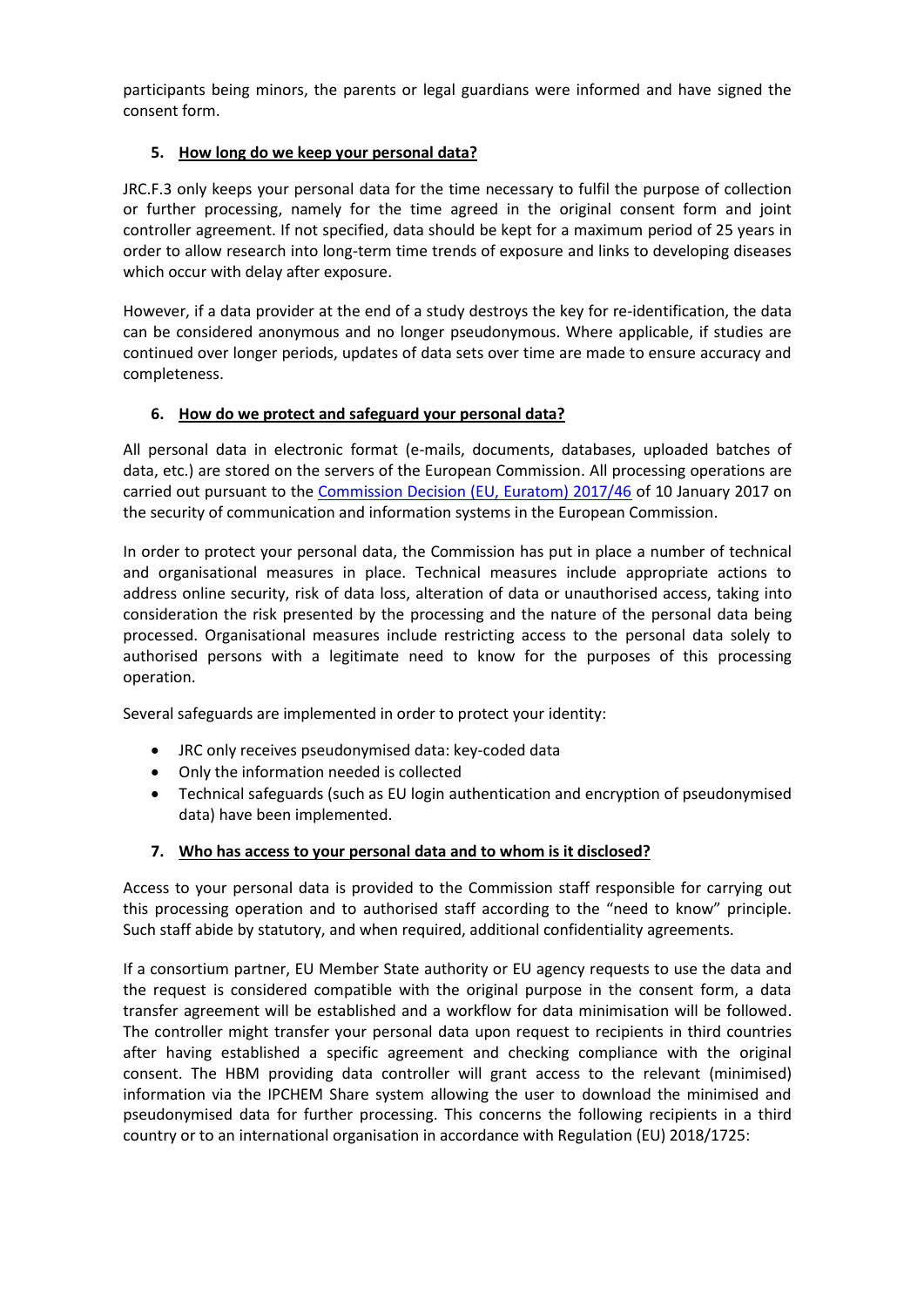participants being minors, the parents or legal guardians were informed and have signed the consent form.

## 5. How long do we keep your personal data?

JRC.F.3 only keeps your personal data for the time necessary to fulfil the purpose of collection or further processing, namely for the time agreed in the original consent form and joint controller agreement. If not specified, data should be kept for a maximum period of 25 years in order to allow research into long-term time trends of exposure and links to developing diseases which occur with delay after exposure.

However, if a data provider at the end of a study destroys the key for re-identification, the data can be considered anonymous and no longer pseudonymous. Where applicable, if studies are continued over longer periods, updates of data sets over time are made to ensure accuracy and completeness.

## 6. How do we protect and safeguard your personal data?

All personal data in electronic format (e-mails, documents, databases, uploaded batches of data, etc.) are stored on the servers of the European Commission. All processing operations are carried out pursuant to the Commission Decision (EU, Euratom) 2017/46 of 10 January 2017 on the security of communication and information systems in the European Commission.

In order to protect your personal data, the Commission has put in place a number of technical and organisational measures in place. Technical measures include appropriate actions to address online security, risk of data loss, alteration of data or unauthorised access, taking into consideration the risk presented by the processing and the nature of the personal data being processed. Organisational measures include restricting access to the personal data solely to authorised persons with a legitimate need to know for the purposes of this processing operation.

Several safeguards are implemented in order to protect your identity:

- JRC only receives pseudonymised data: key-coded data
- Only the information needed is collected
- Technical safeguards (such as EU login authentication and encryption of pseudonymised data) have been implemented.

## 7. Who has access to your personal data and to whom is it disclosed?

Access to your personal data is provided to the Commission staff responsible for carrying out this processing operation and to authorised staff according to the "need to know" principle. Such staff abide by statutory, and when required, additional confidentiality agreements.

If a consortium partner, EU Member State authority or EU agency requests to use the data and the request is considered compatible with the original purpose in the consent form, a data transfer agreement will be established and a workflow for data minimisation will be followed. The controller might transfer your personal data upon request to recipients in third countries after having established a specific agreement and checking compliance with the original consent. The HBM providing data controller will grant access to the relevant (minimised) information via the IPCHEM Share system allowing the user to download the minimised and pseudonymised data for further processing. This concerns the following recipients in a third country or to an international organisation in accordance with Regulation (EU) 2018/1725: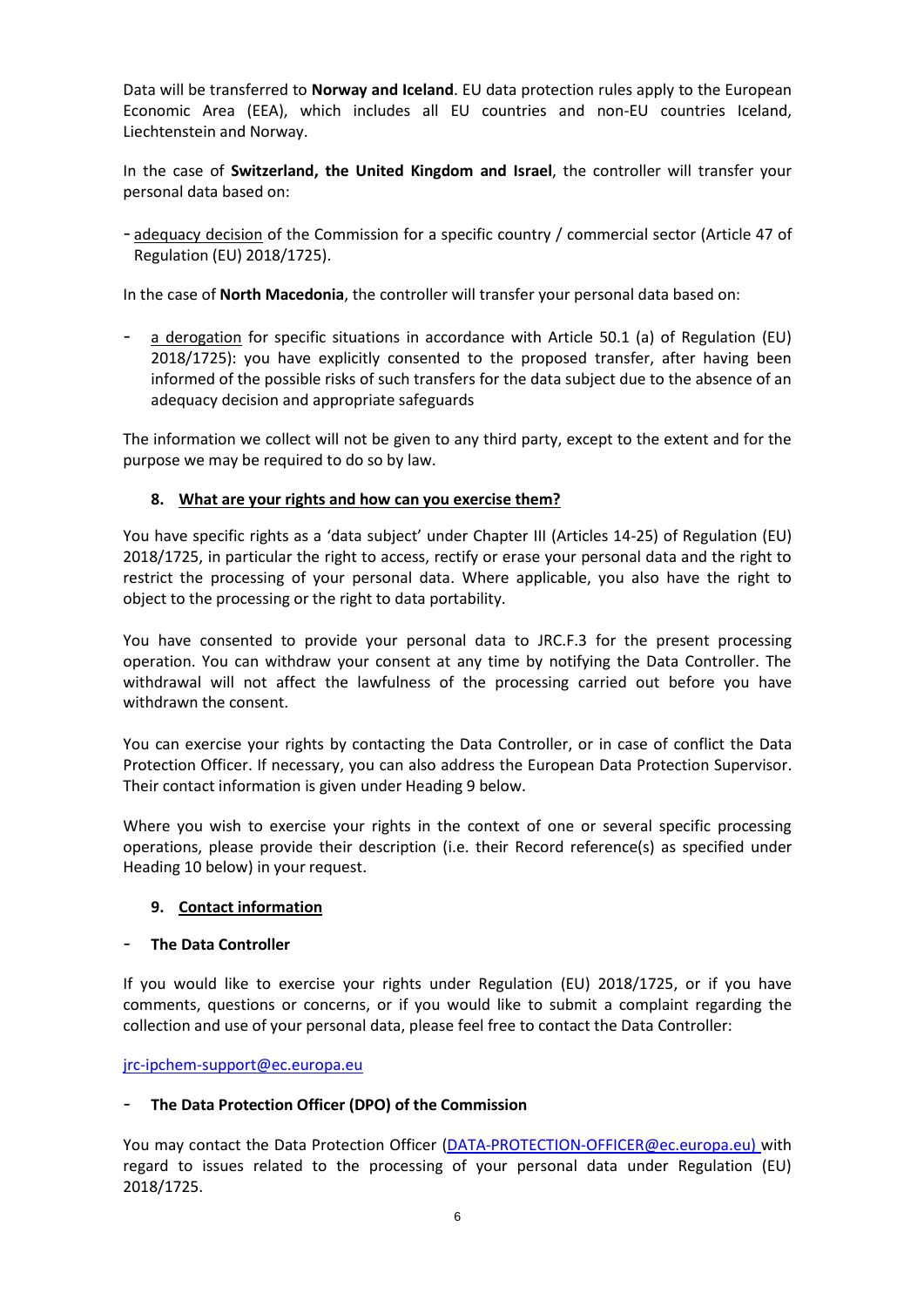Data will be transferred to **Norway and Iceland**. EU data protection rules apply to the European Economic Area (EEA), which includes all EU countries and non-EU countries Iceland, Liechtenstein and Norway.

In the case of **Switzerland, the United Kingdom and Israel**, the controller will transfer your personal data based on:

- adequacy decision of the Commission for a specific country / commercial sector (Article 47 of Regulation (EU) 2018/1725).

In the case of **North Macedonia**, the controller will transfer your personal data based on:

- a derogation for specific situations in accordance with Article 50.1 (a) of Regulation (EU) 2018/1725): you have explicitly consented to the proposed transfer, after having been informed of the possible risks of such transfers for the data subject due to the absence of an adequacy decision and appropriate safeguards

The information we collect will not be given to any third party, except to the extent and for the purpose we may be required to do so by law.

## 8. What are your rights and how can you exercise them?

You have specific rights as a 'data subject' under Chapter III (Articles 14-25) of Regulation (EU) 2018/1725, in particular the right to access, rectify or erase your personal data and the right to restrict the processing of your personal data. Where applicable, you also have the right to object to the processing or the right to data portability.

You have consented to provide your personal data to JRC.F.3 for the present processing operation. You can withdraw your consent at any time by notifying the Data Controller. The withdrawal will not affect the lawfulness of the processing carried out before you have withdrawn the consent.

You can exercise your rights by contacting the Data Controller, or in case of conflict the Data Protection Officer. If necessary, you can also address the European Data Protection Supervisor. Their contact information is given under Heading 9 below.

Where you wish to exercise your rights in the context of one or several specific processing operations, please provide their description (i.e. their Record reference(s) as specified under Heading 10 below) in your request.

## 9. Contact information

- **The Data Controller**

If you would like to exercise your rights under Regulation (EU) 2018/1725, or if you have comments, questions or concerns, or if you would like to submit a complaint regarding the collection and use of your personal data, please feel free to contact the Data Controller:

jrc-ipchem-support@ec.europa.eu

- **The Data Protection Officer (DPO) of the Commission**

You may contact the Data Protection Officer (DATA-PROTECTION-OFFICER@ec.europa.eu) with regard to issues related to the processing of your personal data under Regulation (EU) 2018/1725.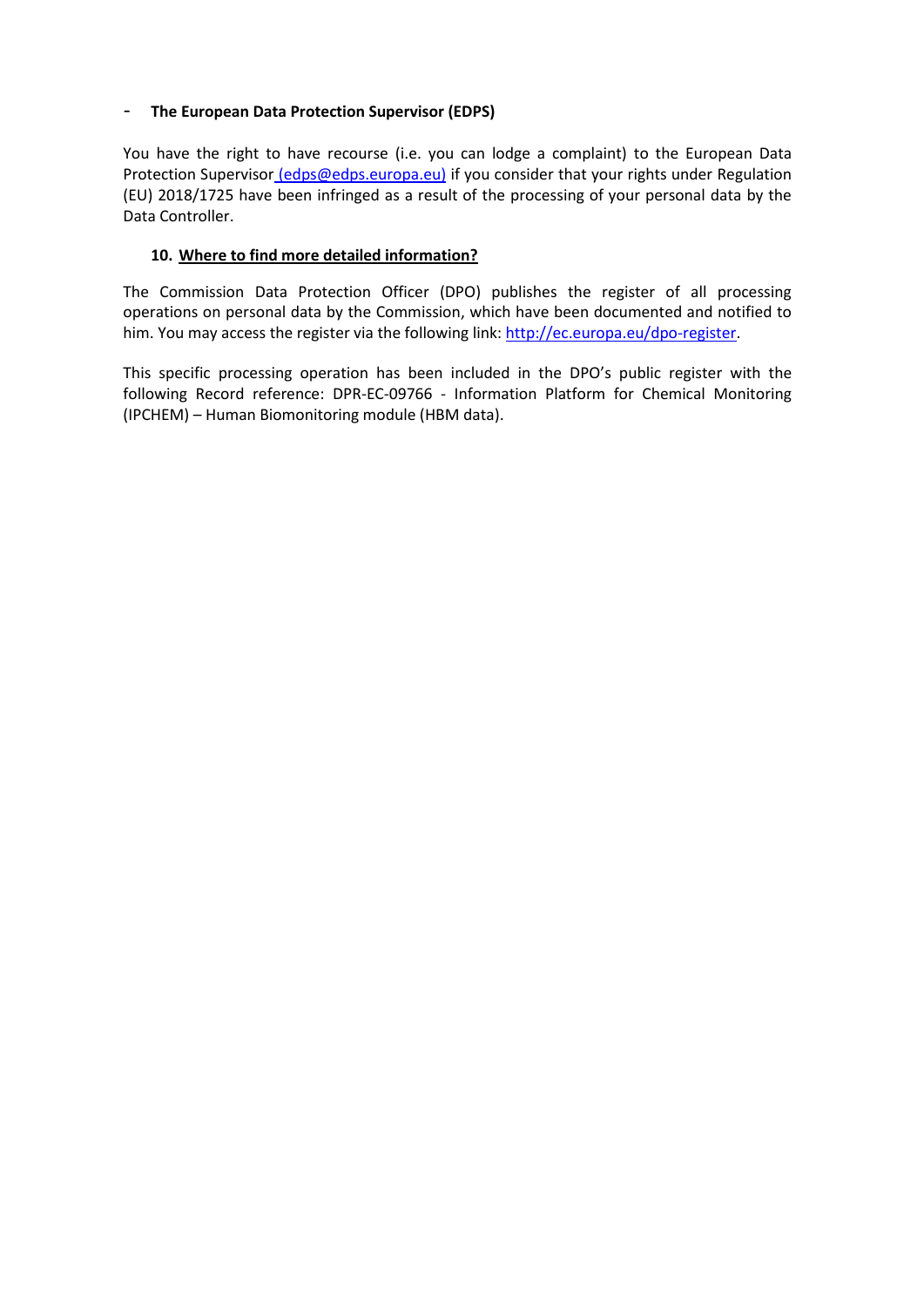- **The European Data Protection Supervisor (EDPS)**

You have the right to have recourse (i.e. you can lodge a complaint) to the European Data Protection Supervisor (edps@edps.europa.eu) if you consider that your rights under Regulation (EU) 2018/1725 have been infringed as a result of the processing of your personal data by the Data Controller.

## 10. Where to find more detailed information?

The Commission Data Protection Officer (DPO) publishes the register of all processing operations on personal data by the Commission, which have been documented and notified to him. You may access the register via the following link: http://ec.europa.eu/dpo-register.

This specific processing operation has been included in the DPO's public register with the following Record reference: DPR-EC-09766 - Information Platform for Chemical Monitoring (IPCHEM) – Human Biomonitoring module (HBM data).